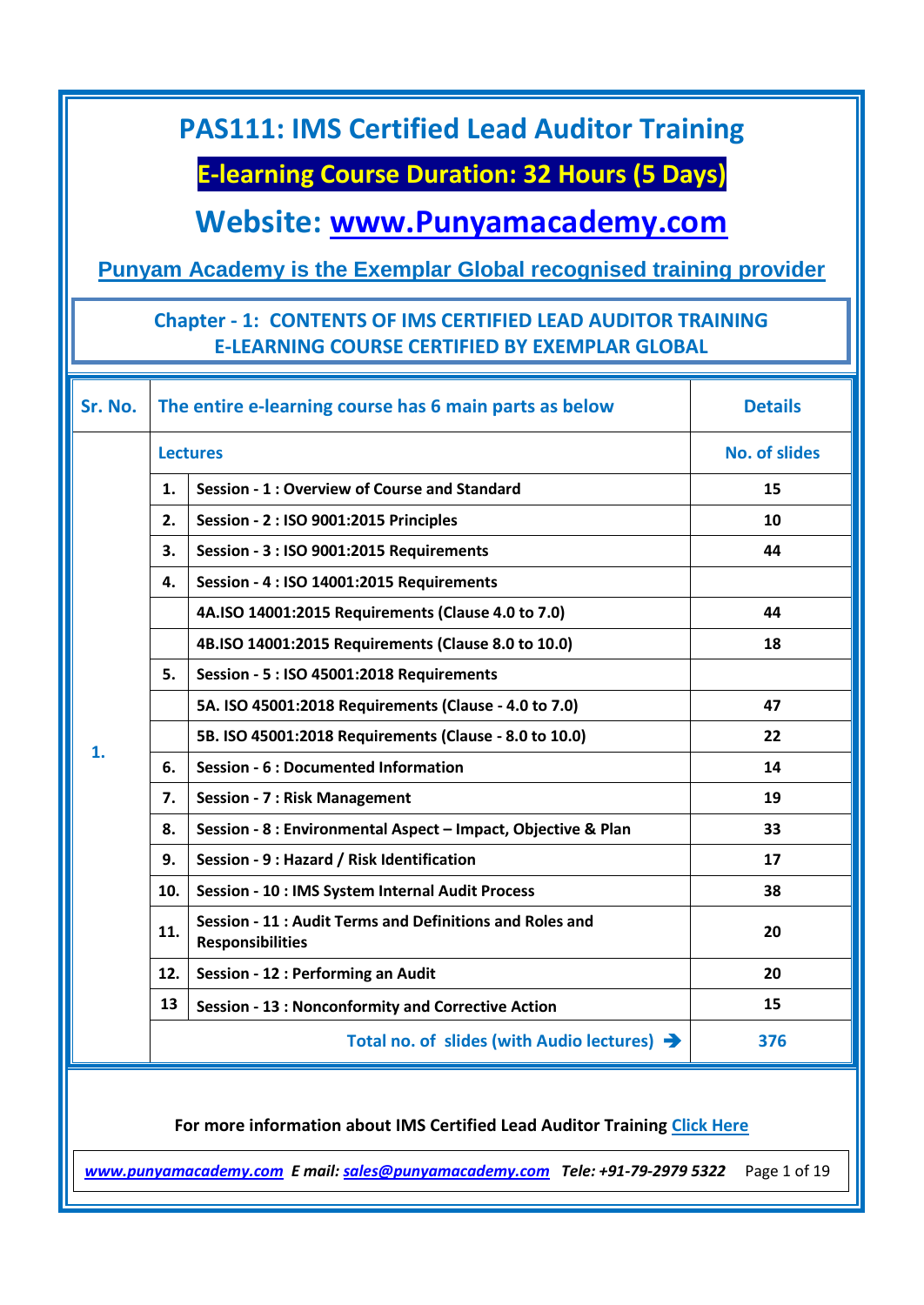# PAS111: IMS Certified Lead Auditor Training

## E-learning Course Duration: 32 Hours (5 Days)

## Website: [www.Punyamacademy.com](http://www.Punyamacademy.com)

**Punyam Academy is the Exemplar Global recognised training provider**

### Chapter - 1: CONTENTS OF IMS CERTIFIED LEAD AUDITOR TRAINING E-LEARNING COURSE CERTIFIED BY EXEMPLAR GLOBAL

| Sr. No. | The entire e-learning course has 6 main parts as below | | Details |
|---|---|---|---|
| 1. | Lectures | | No. of slides |
| | 1. | Session - 1 : Overview of Course and Standard | 15 |
| | 2. | Session - 2 : ISO 9001:2015 Principles | 10 |
| | 3. | Session - 3 : ISO 9001:2015 Requirements | 44 |
| | 4. | Session - 4 : ISO 14001:2015 Requirements | |
| | | 4A.ISO 14001:2015 Requirements (Clause 4.0 to 7.0) | 44 |
| | | 4B.ISO 14001:2015 Requirements (Clause 8.0 to 10.0) | 18 |
| | 5. | Session - 5 : ISO 45001:2018 Requirements | |
| | | 5A. ISO 45001:2018 Requirements (Clause - 4.0 to 7.0) | 47 |
| | | 5B. ISO 45001:2018 Requirements (Clause - 8.0 to 10.0) | 22 |
| | 6. | Session - 6 : Documented Information | 14 |
| | 7. | Session - 7 : Risk Management | 19 |
| | 8. | Session - 8 : Environmental Aspect – Impact, Objective & Plan | 33 |
| | 9. | Session - 9 : Hazard / Risk Identification | 17 |
| | 10. | Session - 10 : IMS System Internal Audit Process | 38 |
| | 11. | Session - 11 : Audit Terms and Definitions and Roles and Responsibilities | 20 |
| | 12. | Session - 12 : Performing an Audit | 20 |
| | 13 | Session - 13 : Nonconformity and Corrective Action | 15 |
| | Total no. of slides (with Audio lectures) ➔ | | 376 |

For more information about IMS Certified Lead Auditor Training [Click Here]()

*[www.punyamacademy.com](http://www.punyamacademy.com) E mail: [sales@punyamacademy.com](mailto:sales@punyamacademy.com) Tele: +91-79-2979 5322*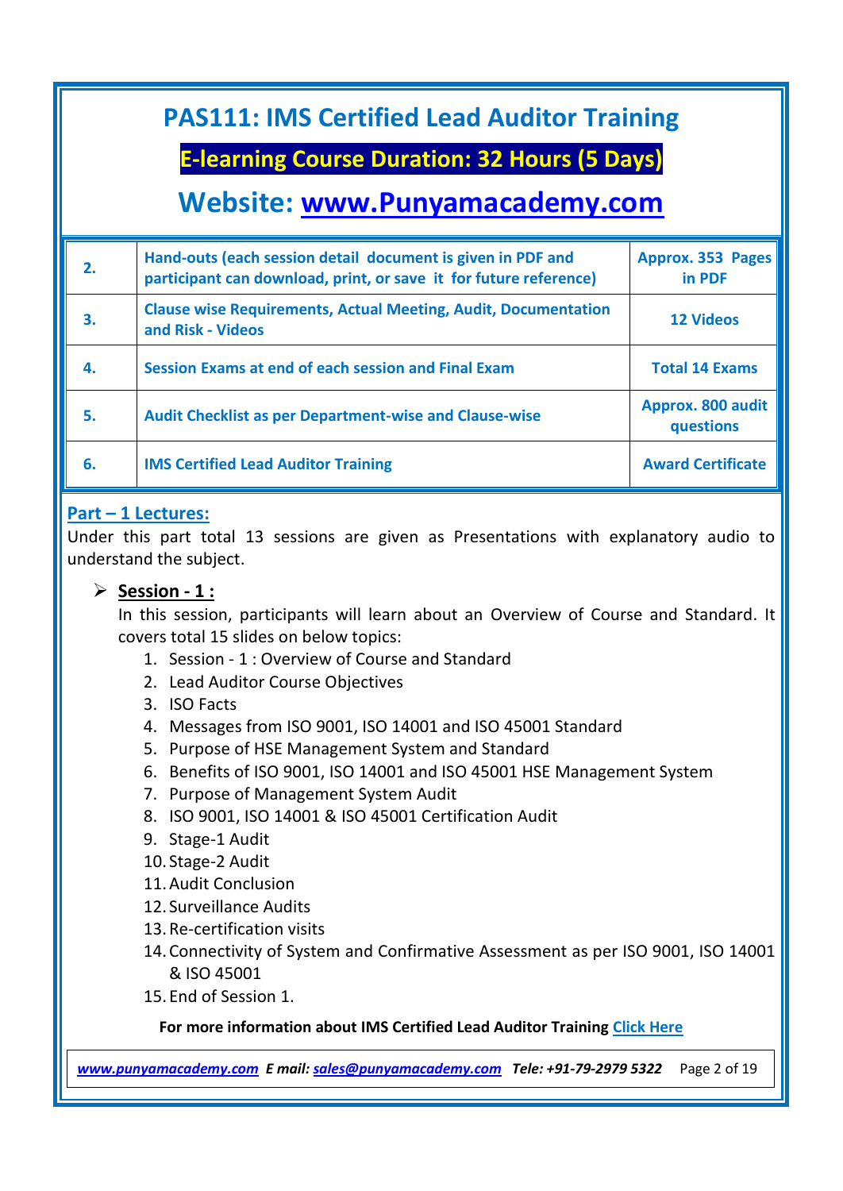# PAS111: IMS Certified Lead Auditor Training

## E-learning Course Duration: 32 Hours (5 Days)

## Website: www.Punyamacademy.com

| | | |
|---|---|---|
| 2. | Hand-outs (each session detail document is given in PDF and participant can download, print, or save it for future reference) | Approx. 353 Pages in PDF |
| 3. | Clause wise Requirements, Actual Meeting, Audit, Documentation and Risk - Videos | 12 Videos |
| 4. | Session Exams at end of each session and Final Exam | Total 14 Exams |
| 5. | Audit Checklist as per Department-wise and Clause-wise | Approx. 800 audit questions |
| 6. | IMS Certified Lead Auditor Training | Award Certificate |

**Part – 1 Lectures:**

Under this part total 13 sessions are given as Presentations with explanatory audio to understand the subject.

- **Session - 1 :**

  In this session, participants will learn about an Overview of Course and Standard. It covers total 15 slides on below topics:

  1. Session - 1 : Overview of Course and Standard
  2. Lead Auditor Course Objectives
  3. ISO Facts
  4. Messages from ISO 9001, ISO 14001 and ISO 45001 Standard
  5. Purpose of HSE Management System and Standard
  6. Benefits of ISO 9001, ISO 14001 and ISO 45001 HSE Management System
  7. Purpose of Management System Audit
  8. ISO 9001, ISO 14001 & ISO 45001 Certification Audit
  9. Stage-1 Audit
  10. Stage-2 Audit
  11. Audit Conclusion
  12. Surveillance Audits
  13. Re-certification visits
  14. Connectivity of System and Confirmative Assessment as per ISO 9001, ISO 14001 & ISO 45001
  15. End of Session 1.

**For more information about IMS Certified Lead Auditor Training Click Here**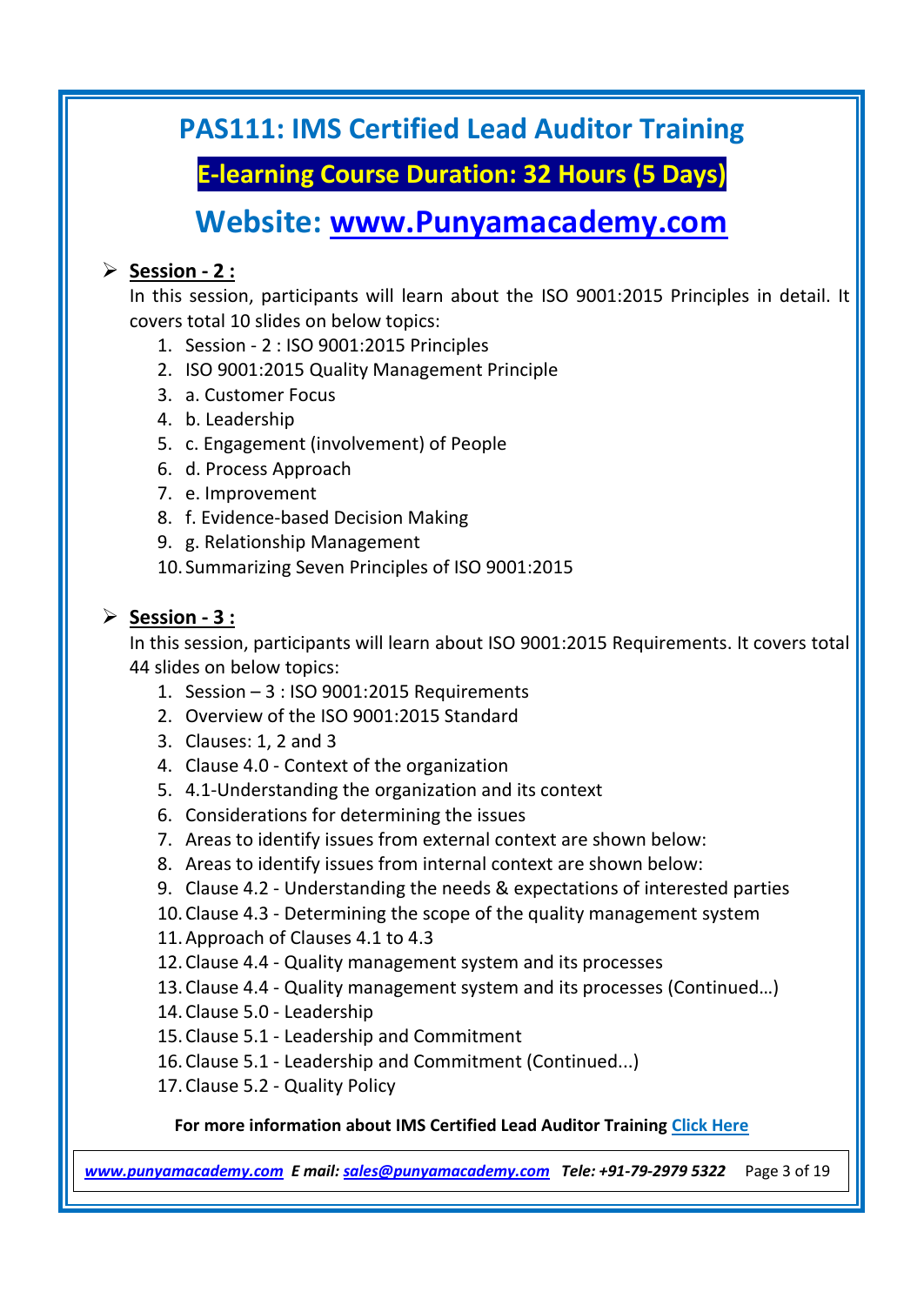# PAS111: IMS Certified Lead Auditor Training

## E-learning Course Duration: 32 Hours (5 Days)

## Website: www.Punyamacademy.com

- **Session - 2 :**

  In this session, participants will learn about the ISO 9001:2015 Principles in detail. It covers total 10 slides on below topics:

  1. Session - 2 : ISO 9001:2015 Principles
  2. ISO 9001:2015 Quality Management Principle
  3. a. Customer Focus
  4. b. Leadership
  5. c. Engagement (involvement) of People
  6. d. Process Approach
  7. e. Improvement
  8. f. Evidence-based Decision Making
  9. g. Relationship Management
  10. Summarizing Seven Principles of ISO 9001:2015

- **Session - 3 :**

  In this session, participants will learn about ISO 9001:2015 Requirements. It covers total 44 slides on below topics:

  1. Session – 3 : ISO 9001:2015 Requirements
  2. Overview of the ISO 9001:2015 Standard
  3. Clauses: 1, 2 and 3
  4. Clause 4.0 - Context of the organization
  5. 4.1-Understanding the organization and its context
  6. Considerations for determining the issues
  7. Areas to identify issues from external context are shown below:
  8. Areas to identify issues from internal context are shown below:
  9. Clause 4.2 - Understanding the needs & expectations of interested parties
  10. Clause 4.3 - Determining the scope of the quality management system
  11. Approach of Clauses 4.1 to 4.3
  12. Clause 4.4 - Quality management system and its processes
  13. Clause 4.4 - Quality management system and its processes (Continued…)
  14. Clause 5.0 - Leadership
  15. Clause 5.1 - Leadership and Commitment
  16. Clause 5.1 - Leadership and Commitment (Continued...)
  17. Clause 5.2 - Quality Policy

**For more information about IMS Certified Lead Auditor Training Click Here**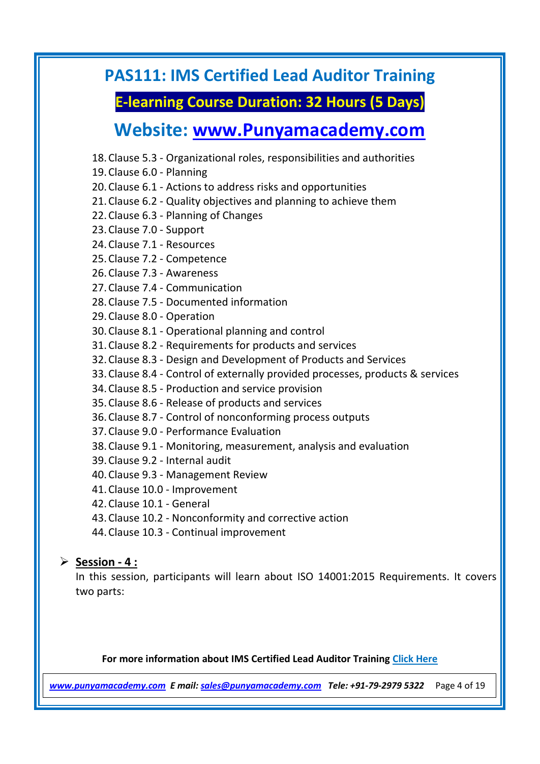# PAS111: IMS Certified Lead Auditor Training

## E-learning Course Duration: 32 Hours (5 Days)

## Website: www.Punyamacademy.com

18. Clause 5.3 - Organizational roles, responsibilities and authorities
19. Clause 6.0 - Planning
20. Clause 6.1 - Actions to address risks and opportunities
21. Clause 6.2 - Quality objectives and planning to achieve them
22. Clause 6.3 - Planning of Changes
23. Clause 7.0 - Support
24. Clause 7.1 - Resources
25. Clause 7.2 - Competence
26. Clause 7.3 - Awareness
27. Clause 7.4 - Communication
28. Clause 7.5 - Documented information
29. Clause 8.0 - Operation
30. Clause 8.1 - Operational planning and control
31. Clause 8.2 - Requirements for products and services
32. Clause 8.3 - Design and Development of Products and Services
33. Clause 8.4 - Control of externally provided processes, products & services
34. Clause 8.5 - Production and service provision
35. Clause 8.6 - Release of products and services
36. Clause 8.7 - Control of nonconforming process outputs
37. Clause 9.0 - Performance Evaluation
38. Clause 9.1 - Monitoring, measurement, analysis and evaluation
39. Clause 9.2 - Internal audit
40. Clause 9.3 - Management Review
41. Clause 10.0 - Improvement
42. Clause 10.1 - General
43. Clause 10.2 - Nonconformity and corrective action
44. Clause 10.3 - Continual improvement

- **Session - 4 :**
  In this session, participants will learn about ISO 14001:2015 Requirements. It covers two parts:

**For more information about IMS Certified Lead Auditor Training Click Here**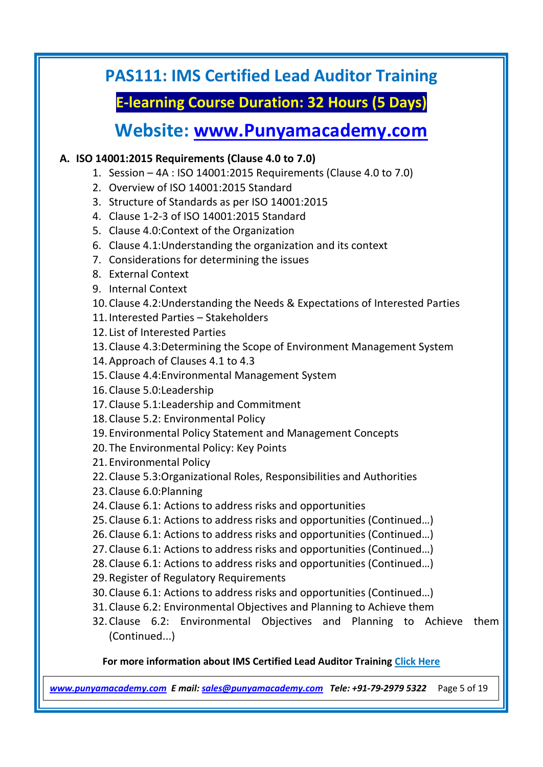# PAS111: IMS Certified Lead Auditor Training

## E-learning Course Duration: 32 Hours (5 Days)

## Website: www.Punyamacademy.com

**A. ISO 14001:2015 Requirements (Clause 4.0 to 7.0)**

1. Session – 4A : ISO 14001:2015 Requirements (Clause 4.0 to 7.0)
2. Overview of ISO 14001:2015 Standard
3. Structure of Standards as per ISO 14001:2015
4. Clause 1-2-3 of ISO 14001:2015 Standard
5. Clause 4.0:Context of the Organization
6. Clause 4.1:Understanding the organization and its context
7. Considerations for determining the issues
8. External Context
9. Internal Context
10. Clause 4.2:Understanding the Needs & Expectations of Interested Parties
11. Interested Parties – Stakeholders
12. List of Interested Parties
13. Clause 4.3:Determining the Scope of Environment Management System
14. Approach of Clauses 4.1 to 4.3
15. Clause 4.4:Environmental Management System
16. Clause 5.0:Leadership
17. Clause 5.1:Leadership and Commitment
18. Clause 5.2: Environmental Policy
19. Environmental Policy Statement and Management Concepts
20. The Environmental Policy: Key Points
21. Environmental Policy
22. Clause 5.3:Organizational Roles, Responsibilities and Authorities
23. Clause 6.0:Planning
24. Clause 6.1: Actions to address risks and opportunities
25. Clause 6.1: Actions to address risks and opportunities (Continued…)
26. Clause 6.1: Actions to address risks and opportunities (Continued…)
27. Clause 6.1: Actions to address risks and opportunities (Continued…)
28. Clause 6.1: Actions to address risks and opportunities (Continued…)
29. Register of Regulatory Requirements
30. Clause 6.1: Actions to address risks and opportunities (Continued…)
31. Clause 6.2: Environmental Objectives and Planning to Achieve them
32. Clause 6.2: Environmental Objectives and Planning to Achieve them (Continued...)

**For more information about IMS Certified Lead Auditor Training Click Here**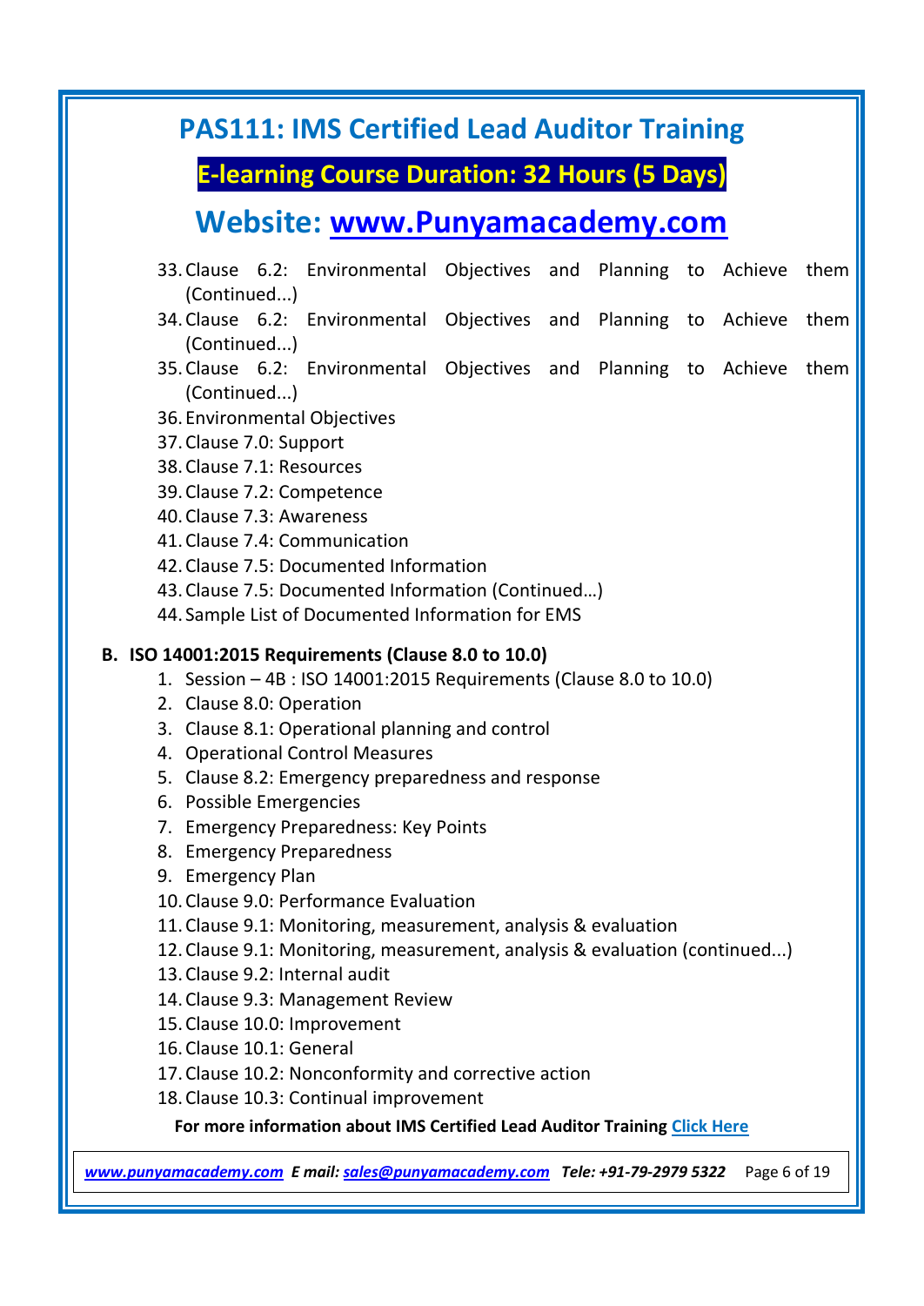# PAS111: IMS Certified Lead Auditor Training

## E-learning Course Duration: 32 Hours (5 Days)

## Website: www.Punyamacademy.com

33. Clause 6.2: Environmental Objectives and Planning to Achieve them (Continued...)
34. Clause 6.2: Environmental Objectives and Planning to Achieve them (Continued...)
35. Clause 6.2: Environmental Objectives and Planning to Achieve them (Continued...)
36. Environmental Objectives
37. Clause 7.0: Support
38. Clause 7.1: Resources
39. Clause 7.2: Competence
40. Clause 7.3: Awareness
41. Clause 7.4: Communication
42. Clause 7.5: Documented Information
43. Clause 7.5: Documented Information (Continued…)
44. Sample List of Documented Information for EMS

**B. ISO 14001:2015 Requirements (Clause 8.0 to 10.0)**

1. Session – 4B : ISO 14001:2015 Requirements (Clause 8.0 to 10.0)
2. Clause 8.0: Operation
3. Clause 8.1: Operational planning and control
4. Operational Control Measures
5. Clause 8.2: Emergency preparedness and response
6. Possible Emergencies
7. Emergency Preparedness: Key Points
8. Emergency Preparedness
9. Emergency Plan
10. Clause 9.0: Performance Evaluation
11. Clause 9.1: Monitoring, measurement, analysis & evaluation
12. Clause 9.1: Monitoring, measurement, analysis & evaluation (continued...)
13. Clause 9.2: Internal audit
14. Clause 9.3: Management Review
15. Clause 10.0: Improvement
16. Clause 10.1: General
17. Clause 10.2: Nonconformity and corrective action
18. Clause 10.3: Continual improvement

**For more information about IMS Certified Lead Auditor Training [Click Here]**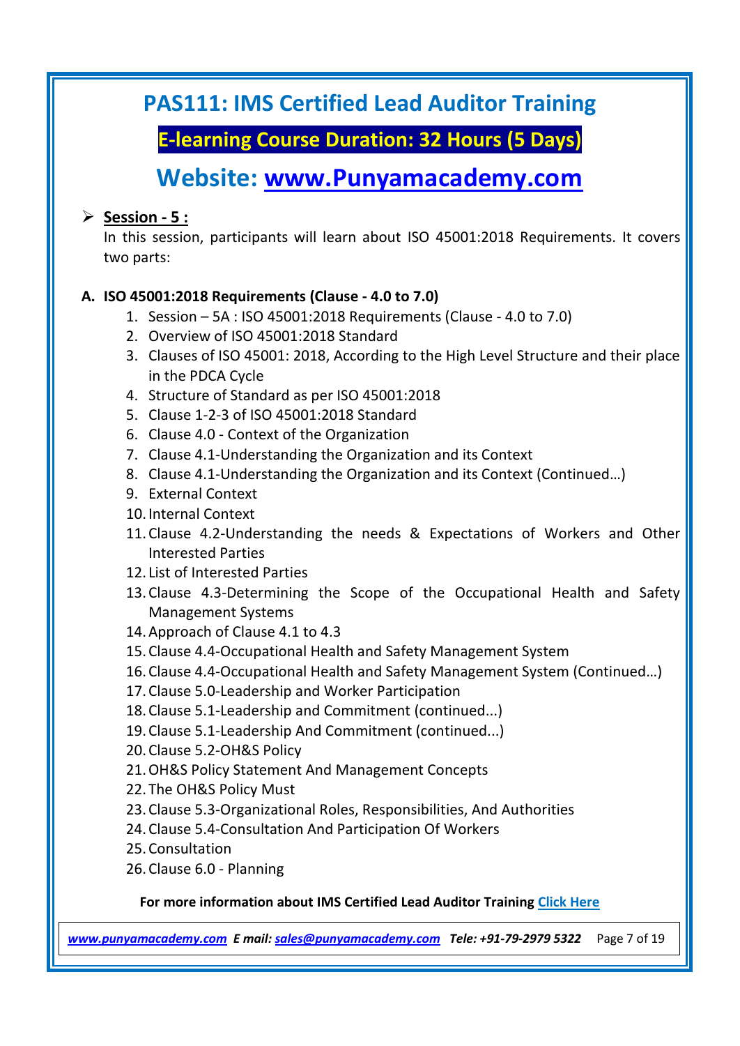# PAS111: IMS Certified Lead Auditor Training

## E-learning Course Duration: 32 Hours (5 Days)

## Website: [www.Punyamacademy.com](http://www.Punyamacademy.com)

- **Session - 5 :**

  In this session, participants will learn about ISO 45001:2018 Requirements. It covers two parts:

**A. ISO 45001:2018 Requirements (Clause - 4.0 to 7.0)**

1. Session – 5A : ISO 45001:2018 Requirements (Clause - 4.0 to 7.0)
2. Overview of ISO 45001:2018 Standard
3. Clauses of ISO 45001: 2018, According to the High Level Structure and their place in the PDCA Cycle
4. Structure of Standard as per ISO 45001:2018
5. Clause 1-2-3 of ISO 45001:2018 Standard
6. Clause 4.0 - Context of the Organization
7. Clause 4.1-Understanding the Organization and its Context
8. Clause 4.1-Understanding the Organization and its Context (Continued…)
9. External Context
10. Internal Context
11. Clause 4.2-Understanding the needs & Expectations of Workers and Other Interested Parties
12. List of Interested Parties
13. Clause 4.3-Determining the Scope of the Occupational Health and Safety Management Systems
14. Approach of Clause 4.1 to 4.3
15. Clause 4.4-Occupational Health and Safety Management System
16. Clause 4.4-Occupational Health and Safety Management System (Continued…)
17. Clause 5.0-Leadership and Worker Participation
18. Clause 5.1-Leadership and Commitment (continued...)
19. Clause 5.1-Leadership And Commitment (continued...)
20. Clause 5.2-OH&S Policy
21. OH&S Policy Statement And Management Concepts
22. The OH&S Policy Must
23. Clause 5.3-Organizational Roles, Responsibilities, And Authorities
24. Clause 5.4-Consultation And Participation Of Workers
25. Consultation
26. Clause 6.0 - Planning

**For more information about IMS Certified Lead Auditor Training Click Here**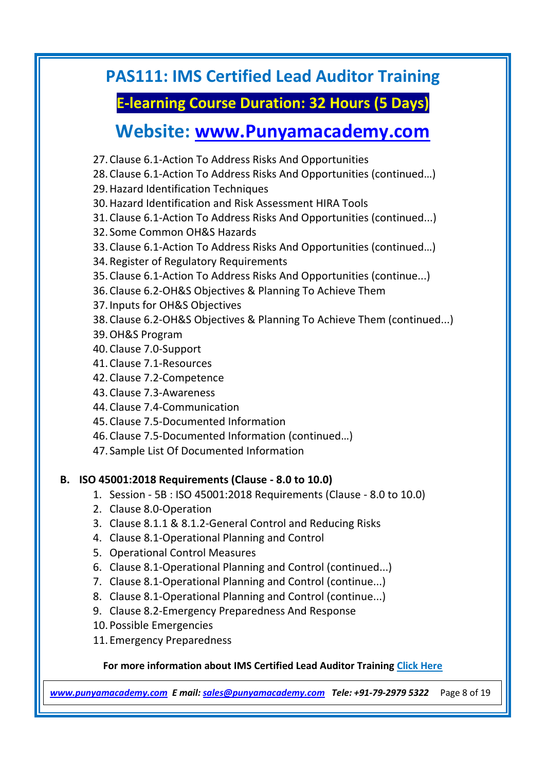# PAS111: IMS Certified Lead Auditor Training

## E-learning Course Duration: 32 Hours (5 Days)

## Website: [www.Punyamacademy.com](http://www.Punyamacademy.com)

27. Clause 6.1-Action To Address Risks And Opportunities
28. Clause 6.1-Action To Address Risks And Opportunities (continued…)
29. Hazard Identification Techniques
30. Hazard Identification and Risk Assessment HIRA Tools
31. Clause 6.1-Action To Address Risks And Opportunities (continued...)
32. Some Common OH&S Hazards
33. Clause 6.1-Action To Address Risks And Opportunities (continued…)
34. Register of Regulatory Requirements
35. Clause 6.1-Action To Address Risks And Opportunities (continue...)
36. Clause 6.2-OH&S Objectives & Planning To Achieve Them
37. Inputs for OH&S Objectives
38. Clause 6.2-OH&S Objectives & Planning To Achieve Them (continued...)
39. OH&S Program
40. Clause 7.0-Support
41. Clause 7.1-Resources
42. Clause 7.2-Competence
43. Clause 7.3-Awareness
44. Clause 7.4-Communication
45. Clause 7.5-Documented Information
46. Clause 7.5-Documented Information (continued…)
47. Sample List Of Documented Information

**B. ISO 45001:2018 Requirements (Clause - 8.0 to 10.0)**

1. Session - 5B : ISO 45001:2018 Requirements (Clause - 8.0 to 10.0)
2. Clause 8.0-Operation
3. Clause 8.1.1 & 8.1.2-General Control and Reducing Risks
4. Clause 8.1-Operational Planning and Control
5. Operational Control Measures
6. Clause 8.1-Operational Planning and Control (continued...)
7. Clause 8.1-Operational Planning and Control (continue...)
8. Clause 8.1-Operational Planning and Control (continue...)
9. Clause 8.2-Emergency Preparedness And Response
10. Possible Emergencies
11. Emergency Preparedness

**For more information about IMS Certified Lead Auditor Training Click Here**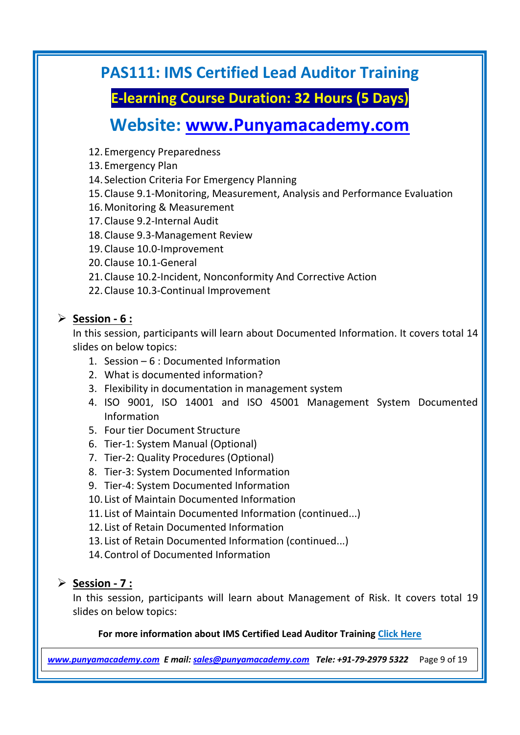# PAS111: IMS Certified Lead Auditor Training

**E-learning Course Duration: 32 Hours (5 Days)**

## Website: [www.Punyamacademy.com](http://www.Punyamacademy.com)

12. Emergency Preparedness
13. Emergency Plan
14. Selection Criteria For Emergency Planning
15. Clause 9.1-Monitoring, Measurement, Analysis and Performance Evaluation
16. Monitoring & Measurement
17. Clause 9.2-Internal Audit
18. Clause 9.3-Management Review
19. Clause 10.0-Improvement
20. Clause 10.1-General
21. Clause 10.2-Incident, Nonconformity And Corrective Action
22. Clause 10.3-Continual Improvement

- **Session - 6 :**

  In this session, participants will learn about Documented Information. It covers total 14 slides on below topics:

  1. Session – 6 : Documented Information
  2. What is documented information?
  3. Flexibility in documentation in management system
  4. ISO 9001, ISO 14001 and ISO 45001 Management System Documented Information
  5. Four tier Document Structure
  6. Tier-1: System Manual (Optional)
  7. Tier-2: Quality Procedures (Optional)
  8. Tier-3: System Documented Information
  9. Tier-4: System Documented Information
  10. List of Maintain Documented Information
  11. List of Maintain Documented Information (continued...)
  12. List of Retain Documented Information
  13. List of Retain Documented Information (continued...)
  14. Control of Documented Information

- **Session - 7 :**

  In this session, participants will learn about Management of Risk. It covers total 19 slides on below topics:

**For more information about IMS Certified Lead Auditor Training Click Here**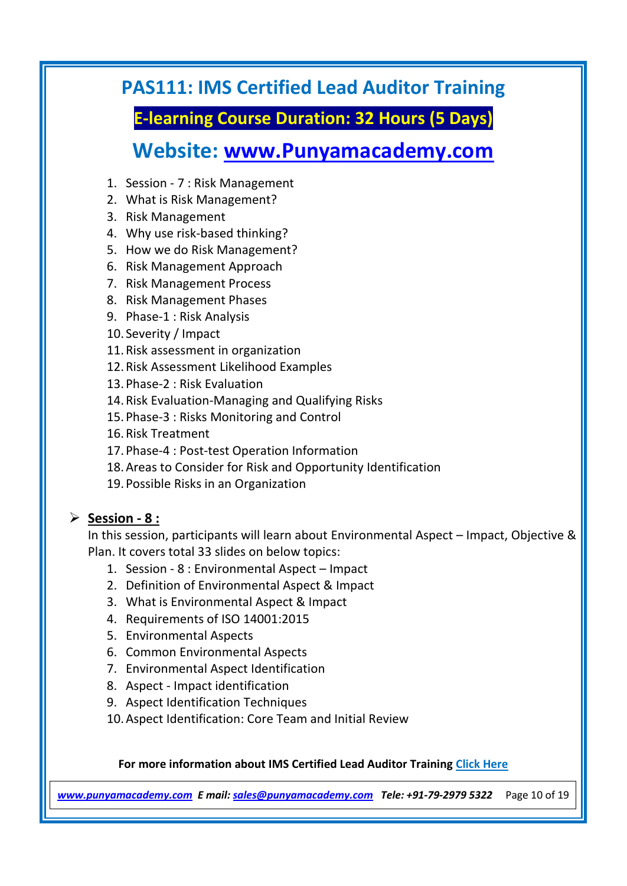# PAS111: IMS Certified Lead Auditor Training

**E-learning Course Duration: 32 Hours (5 Days)**

## Website: [www.Punyamacademy.com](http://www.Punyamacademy.com)

1. Session - 7 : Risk Management
2. What is Risk Management?
3. Risk Management
4. Why use risk-based thinking?
5. How we do Risk Management?
6. Risk Management Approach
7. Risk Management Process
8. Risk Management Phases
9. Phase-1 : Risk Analysis
10. Severity / Impact
11. Risk assessment in organization
12. Risk Assessment Likelihood Examples
13. Phase-2 : Risk Evaluation
14. Risk Evaluation-Managing and Qualifying Risks
15. Phase-3 : Risks Monitoring and Control
16. Risk Treatment
17. Phase-4 : Post-test Operation Information
18. Areas to Consider for Risk and Opportunity Identification
19. Possible Risks in an Organization

- **Session - 8 :**

  In this session, participants will learn about Environmental Aspect – Impact, Objective & Plan. It covers total 33 slides on below topics:

  1. Session - 8 : Environmental Aspect – Impact
  2. Definition of Environmental Aspect & Impact
  3. What is Environmental Aspect & Impact
  4. Requirements of ISO 14001:2015
  5. Environmental Aspects
  6. Common Environmental Aspects
  7. Environmental Aspect Identification
  8. Aspect - Impact identification
  9. Aspect Identification Techniques
  10. Aspect Identification: Core Team and Initial Review

**For more information about IMS Certified Lead Auditor Training Click Here**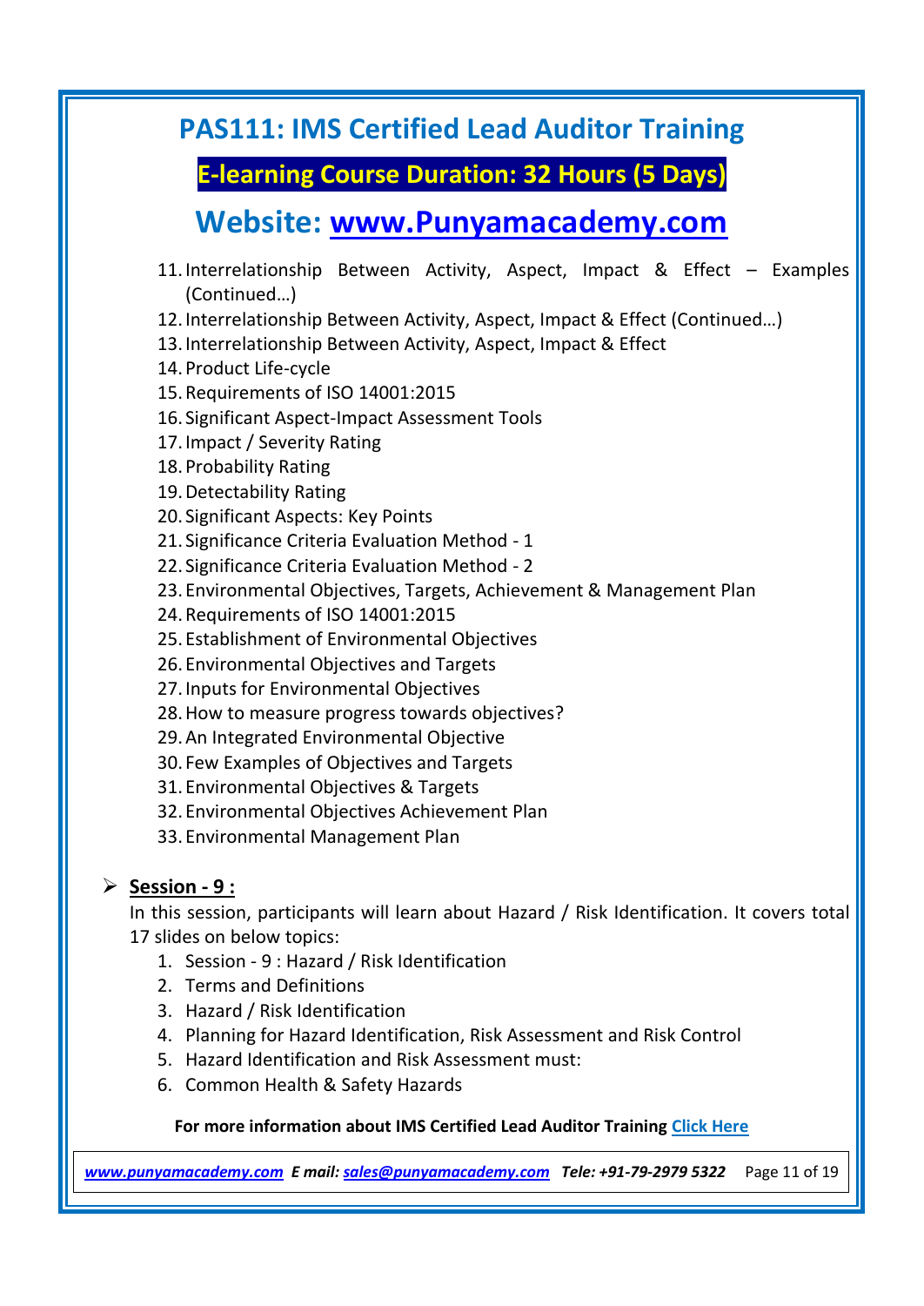# PAS111: IMS Certified Lead Auditor Training

## E-learning Course Duration: 32 Hours (5 Days)

## Website: [www.Punyamacademy.com](http://www.Punyamacademy.com)

11. Interrelationship Between Activity, Aspect, Impact & Effect – Examples (Continued…)
12. Interrelationship Between Activity, Aspect, Impact & Effect (Continued…)
13. Interrelationship Between Activity, Aspect, Impact & Effect
14. Product Life-cycle
15. Requirements of ISO 14001:2015
16. Significant Aspect-Impact Assessment Tools
17. Impact / Severity Rating
18. Probability Rating
19. Detectability Rating
20. Significant Aspects: Key Points
21. Significance Criteria Evaluation Method - 1
22. Significance Criteria Evaluation Method - 2
23. Environmental Objectives, Targets, Achievement & Management Plan
24. Requirements of ISO 14001:2015
25. Establishment of Environmental Objectives
26. Environmental Objectives and Targets
27. Inputs for Environmental Objectives
28. How to measure progress towards objectives?
29. An Integrated Environmental Objective
30. Few Examples of Objectives and Targets
31. Environmental Objectives & Targets
32. Environmental Objectives Achievement Plan
33. Environmental Management Plan

- **Session - 9 :**

  In this session, participants will learn about Hazard / Risk Identification. It covers total 17 slides on below topics:

  1. Session - 9 : Hazard / Risk Identification
  2. Terms and Definitions
  3. Hazard / Risk Identification
  4. Planning for Hazard Identification, Risk Assessment and Risk Control
  5. Hazard Identification and Risk Assessment must:
  6. Common Health & Safety Hazards

**For more information about IMS Certified Lead Auditor Training [Click Here]**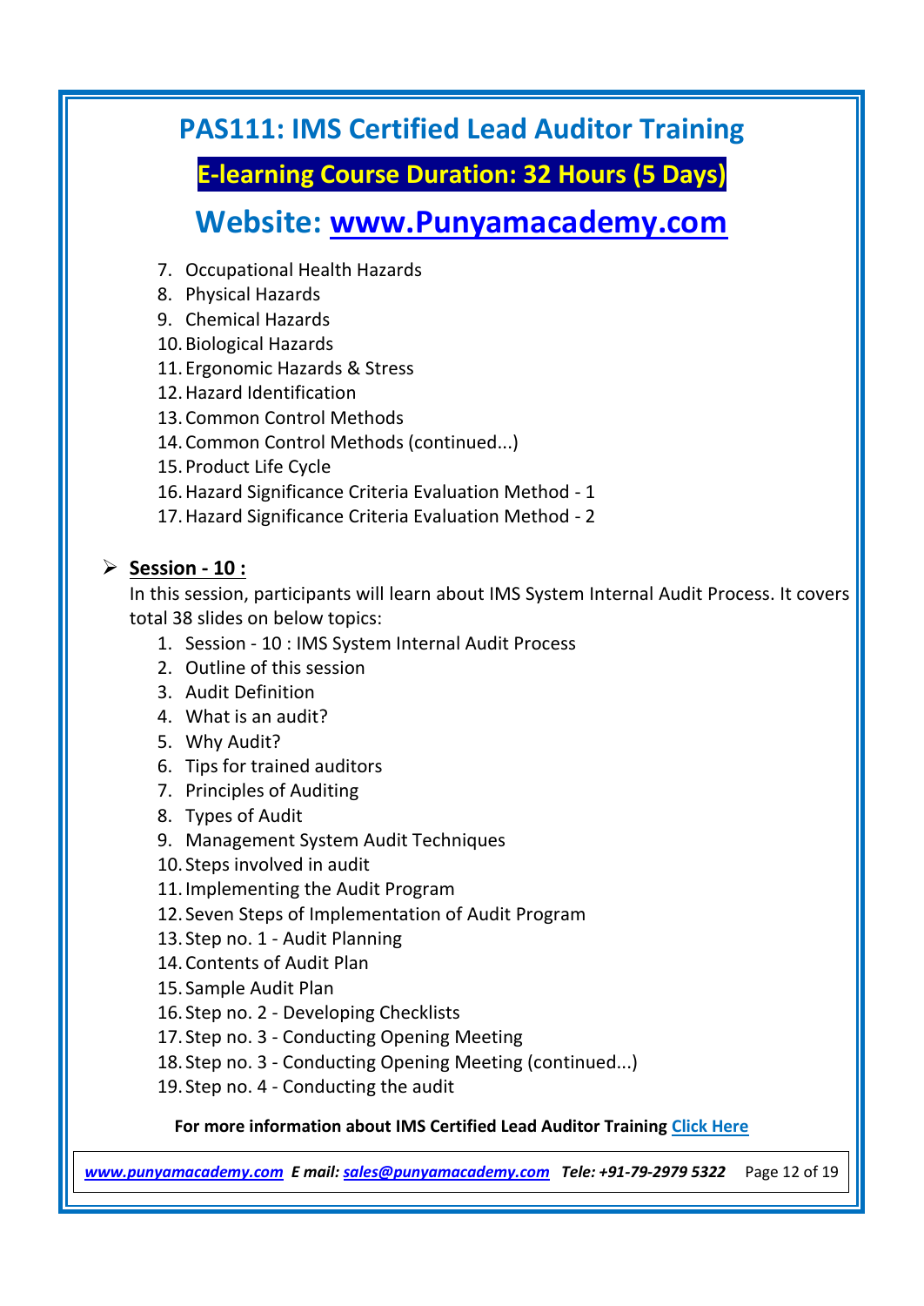7. Occupational Health Hazards
8. Physical Hazards
9. Chemical Hazards
10. Biological Hazards
11. Ergonomic Hazards & Stress
12. Hazard Identification
13. Common Control Methods
14. Common Control Methods (continued...)
15. Product Life Cycle
16. Hazard Significance Criteria Evaluation Method - 1
17. Hazard Significance Criteria Evaluation Method - 2

- **Session - 10 :**

  In this session, participants will learn about IMS System Internal Audit Process. It covers total 38 slides on below topics:

  1. Session - 10 : IMS System Internal Audit Process
  2. Outline of this session
  3. Audit Definition
  4. What is an audit?
  5. Why Audit?
  6. Tips for trained auditors
  7. Principles of Auditing
  8. Types of Audit
  9. Management System Audit Techniques
  10. Steps involved in audit
  11. Implementing the Audit Program
  12. Seven Steps of Implementation of Audit Program
  13. Step no. 1 - Audit Planning
  14. Contents of Audit Plan
  15. Sample Audit Plan
  16. Step no. 2 - Developing Checklists
  17. Step no. 3 - Conducting Opening Meeting
  18. Step no. 3 - Conducting Opening Meeting (continued...)
  19. Step no. 4 - Conducting the audit

**For more information about IMS Certified Lead Auditor Training [Click Here](#)**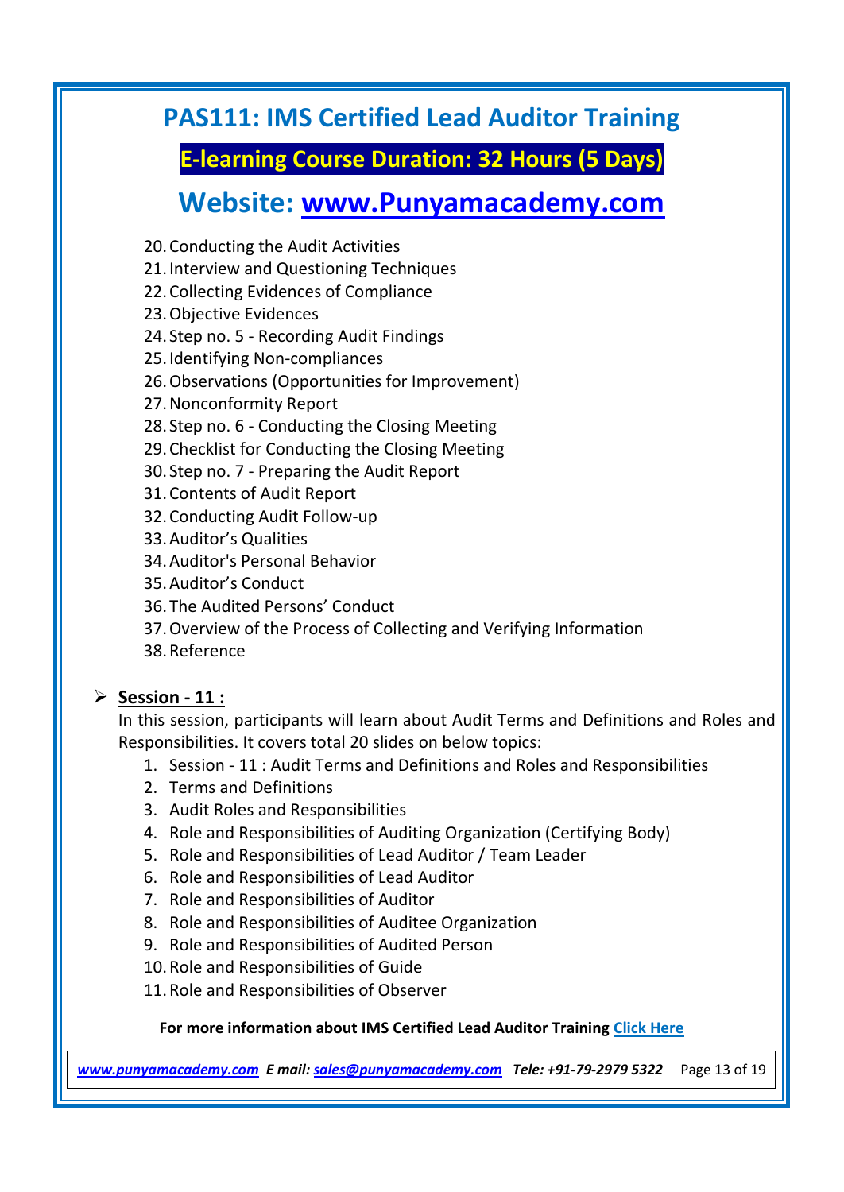# PAS111: IMS Certified Lead Auditor Training

## E-learning Course Duration: 32 Hours (5 Days)

## Website: [www.Punyamacademy.com](http://www.Punyamacademy.com)

20. Conducting the Audit Activities
21. Interview and Questioning Techniques
22. Collecting Evidences of Compliance
23. Objective Evidences
24. Step no. 5 - Recording Audit Findings
25. Identifying Non-compliances
26. Observations (Opportunities for Improvement)
27. Nonconformity Report
28. Step no. 6 - Conducting the Closing Meeting
29. Checklist for Conducting the Closing Meeting
30. Step no. 7 - Preparing the Audit Report
31. Contents of Audit Report
32. Conducting Audit Follow-up
33. Auditor's Qualities
34. Auditor's Personal Behavior
35. Auditor's Conduct
36. The Audited Persons' Conduct
37. Overview of the Process of Collecting and Verifying Information
38. Reference

- **<u>Session - 11 :</u>**

  In this session, participants will learn about Audit Terms and Definitions and Roles and Responsibilities. It covers total 20 slides on below topics:

  1. Session - 11 : Audit Terms and Definitions and Roles and Responsibilities
  2. Terms and Definitions
  3. Audit Roles and Responsibilities
  4. Role and Responsibilities of Auditing Organization (Certifying Body)
  5. Role and Responsibilities of Lead Auditor / Team Leader
  6. Role and Responsibilities of Lead Auditor
  7. Role and Responsibilities of Auditor
  8. Role and Responsibilities of Auditee Organization
  9. Role and Responsibilities of Audited Person
  10. Role and Responsibilities of Guide
  11. Role and Responsibilities of Observer

**For more information about IMS Certified Lead Auditor Training [Click Here]()**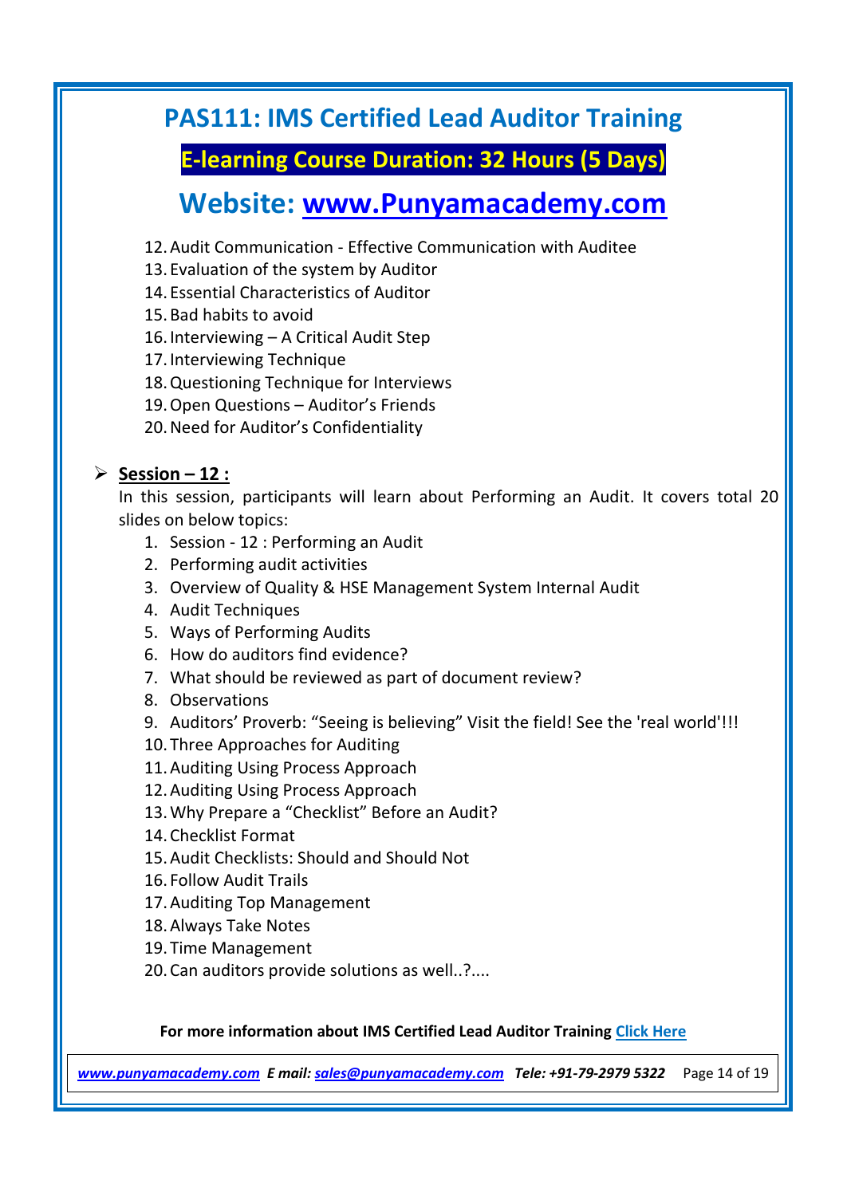# PAS111: IMS Certified Lead Auditor Training

## E-learning Course Duration: 32 Hours (5 Days)

## Website: www.Punyamacademy.com

12. Audit Communication - Effective Communication with Auditee
13. Evaluation of the system by Auditor
14. Essential Characteristics of Auditor
15. Bad habits to avoid
16. Interviewing – A Critical Audit Step
17. Interviewing Technique
18. Questioning Technique for Interviews
19. Open Questions – Auditor's Friends
20. Need for Auditor's Confidentiality

- **Session – 12 :**

  In this session, participants will learn about Performing an Audit. It covers total 20 slides on below topics:

  1. Session - 12 : Performing an Audit
  2. Performing audit activities
  3. Overview of Quality & HSE Management System Internal Audit
  4. Audit Techniques
  5. Ways of Performing Audits
  6. How do auditors find evidence?
  7. What should be reviewed as part of document review?
  8. Observations
  9. Auditors' Proverb: "Seeing is believing" Visit the field! See the 'real world'!!!
  10. Three Approaches for Auditing
  11. Auditing Using Process Approach
  12. Auditing Using Process Approach
  13. Why Prepare a "Checklist" Before an Audit?
  14. Checklist Format
  15. Audit Checklists: Should and Should Not
  16. Follow Audit Trails
  17. Auditing Top Management
  18. Always Take Notes
  19. Time Management
  20. Can auditors provide solutions as well..?....

**For more information about IMS Certified Lead Auditor Training Click Here**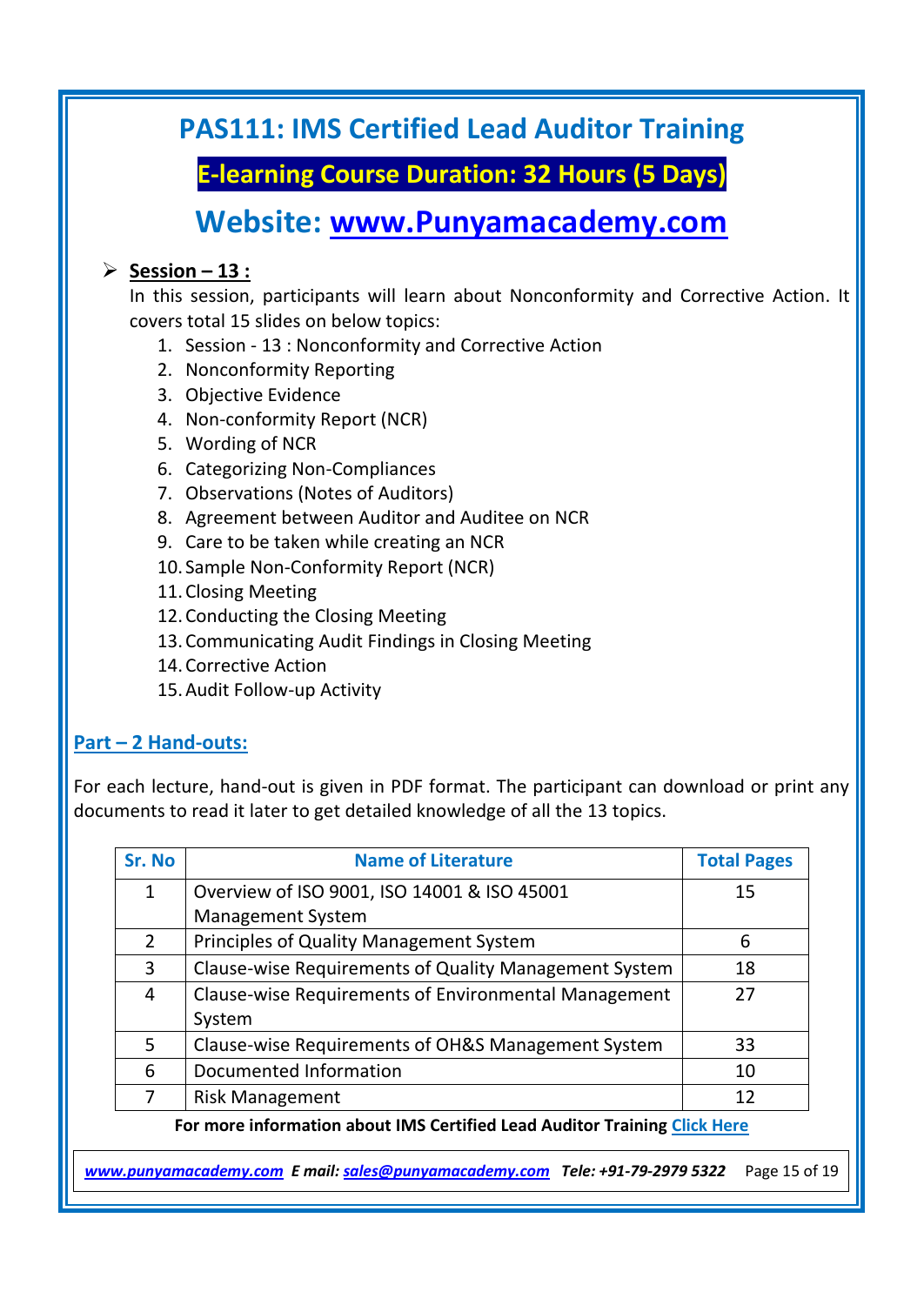# PAS111: IMS Certified Lead Auditor Training

## E-learning Course Duration: 32 Hours (5 Days)

## Website: www.Punyamacademy.com

- **Session – 13 :**

  In this session, participants will learn about Nonconformity and Corrective Action. It covers total 15 slides on below topics:

  1. Session - 13 : Nonconformity and Corrective Action
  2. Nonconformity Reporting
  3. Objective Evidence
  4. Non-conformity Report (NCR)
  5. Wording of NCR
  6. Categorizing Non-Compliances
  7. Observations (Notes of Auditors)
  8. Agreement between Auditor and Auditee on NCR
  9. Care to be taken while creating an NCR
  10. Sample Non-Conformity Report (NCR)
  11. Closing Meeting
  12. Conducting the Closing Meeting
  13. Communicating Audit Findings in Closing Meeting
  14. Corrective Action
  15. Audit Follow-up Activity

## Part – 2 Hand-outs:

For each lecture, hand-out is given in PDF format. The participant can download or print any documents to read it later to get detailed knowledge of all the 13 topics.

| Sr. No | Name of Literature | Total Pages |
|---|---|---|
| 1 | Overview of ISO 9001, ISO 14001 & ISO 45001 Management System | 15 |
| 2 | Principles of Quality Management System | 6 |
| 3 | Clause-wise Requirements of Quality Management System | 18 |
| 4 | Clause-wise Requirements of Environmental Management System | 27 |
| 5 | Clause-wise Requirements of OH&S Management System | 33 |
| 6 | Documented Information | 10 |
| 7 | Risk Management | 12 |

**For more information about IMS Certified Lead Auditor Training Click Here**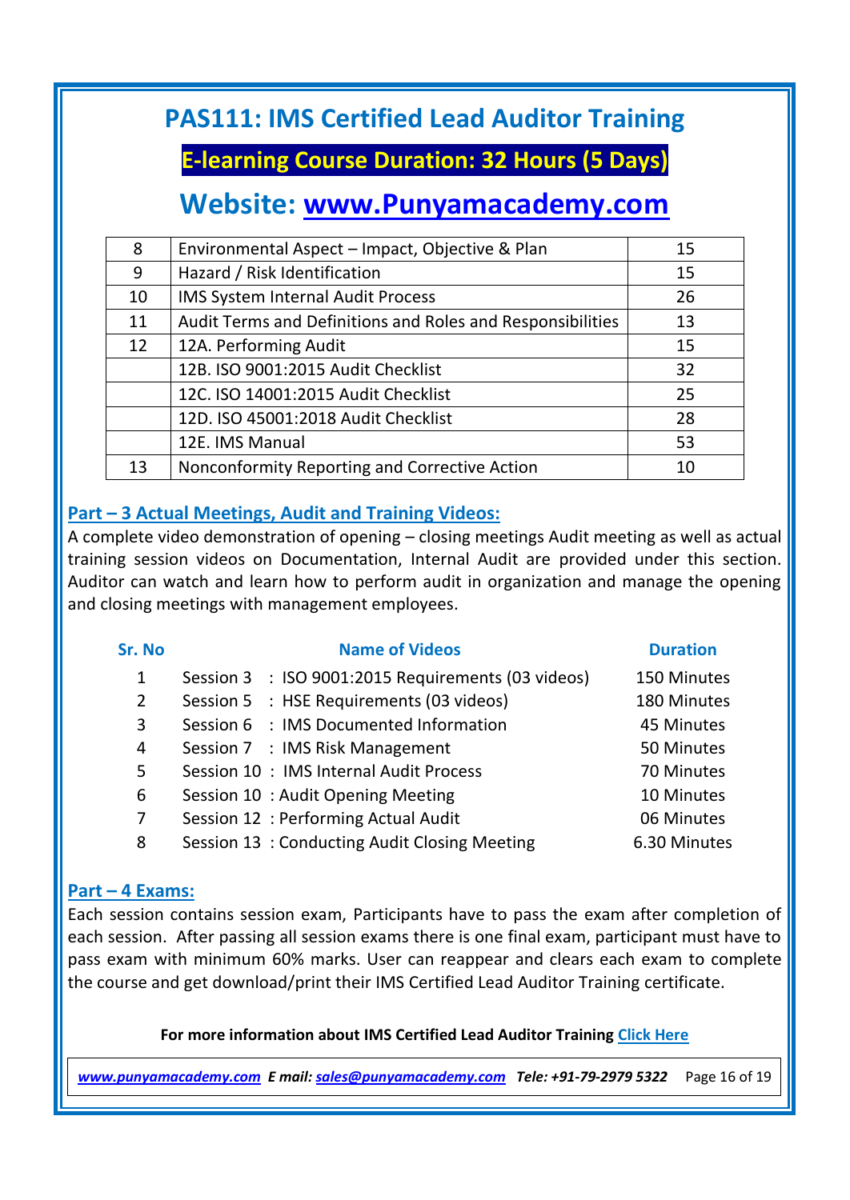# PAS111: IMS Certified Lead Auditor Training

## E-learning Course Duration: 32 Hours (5 Days)

## Website: www.Punyamacademy.com

| | | |
|---|---|---|
| 8 | Environmental Aspect – Impact, Objective & Plan | 15 |
| 9 | Hazard / Risk Identification | 15 |
| 10 | IMS System Internal Audit Process | 26 |
| 11 | Audit Terms and Definitions and Roles and Responsibilities | 13 |
| 12 | 12A. Performing Audit | 15 |
| | 12B. ISO 9001:2015 Audit Checklist | 32 |
| | 12C. ISO 14001:2015 Audit Checklist | 25 |
| | 12D. ISO 45001:2018 Audit Checklist | 28 |
| | 12E. IMS Manual | 53 |
| 13 | Nonconformity Reporting and Corrective Action | 10 |

### Part – 3 Actual Meetings, Audit and Training Videos:

A complete video demonstration of opening – closing meetings Audit meeting as well as actual training session videos on Documentation, Internal Audit are provided under this section. Auditor can watch and learn how to perform audit in organization and manage the opening and closing meetings with management employees.

| Sr. No | Name of Videos | Duration |
|---|---|---|
| 1 | Session 3 : ISO 9001:2015 Requirements (03 videos) | 150 Minutes |
| 2 | Session 5 : HSE Requirements (03 videos) | 180 Minutes |
| 3 | Session 6 : IMS Documented Information | 45 Minutes |
| 4 | Session 7 : IMS Risk Management | 50 Minutes |
| 5 | Session 10 : IMS Internal Audit Process | 70 Minutes |
| 6 | Session 10 : Audit Opening Meeting | 10 Minutes |
| 7 | Session 12 : Performing Actual Audit | 06 Minutes |
| 8 | Session 13 : Conducting Audit Closing Meeting | 6.30 Minutes |

### Part – 4 Exams:

Each session contains session exam, Participants have to pass the exam after completion of each session. After passing all session exams there is one final exam, participant must have to pass exam with minimum 60% marks. User can reappear and clears each exam to complete the course and get download/print their IMS Certified Lead Auditor Training certificate.

**For more information about IMS Certified Lead Auditor Training Click Here**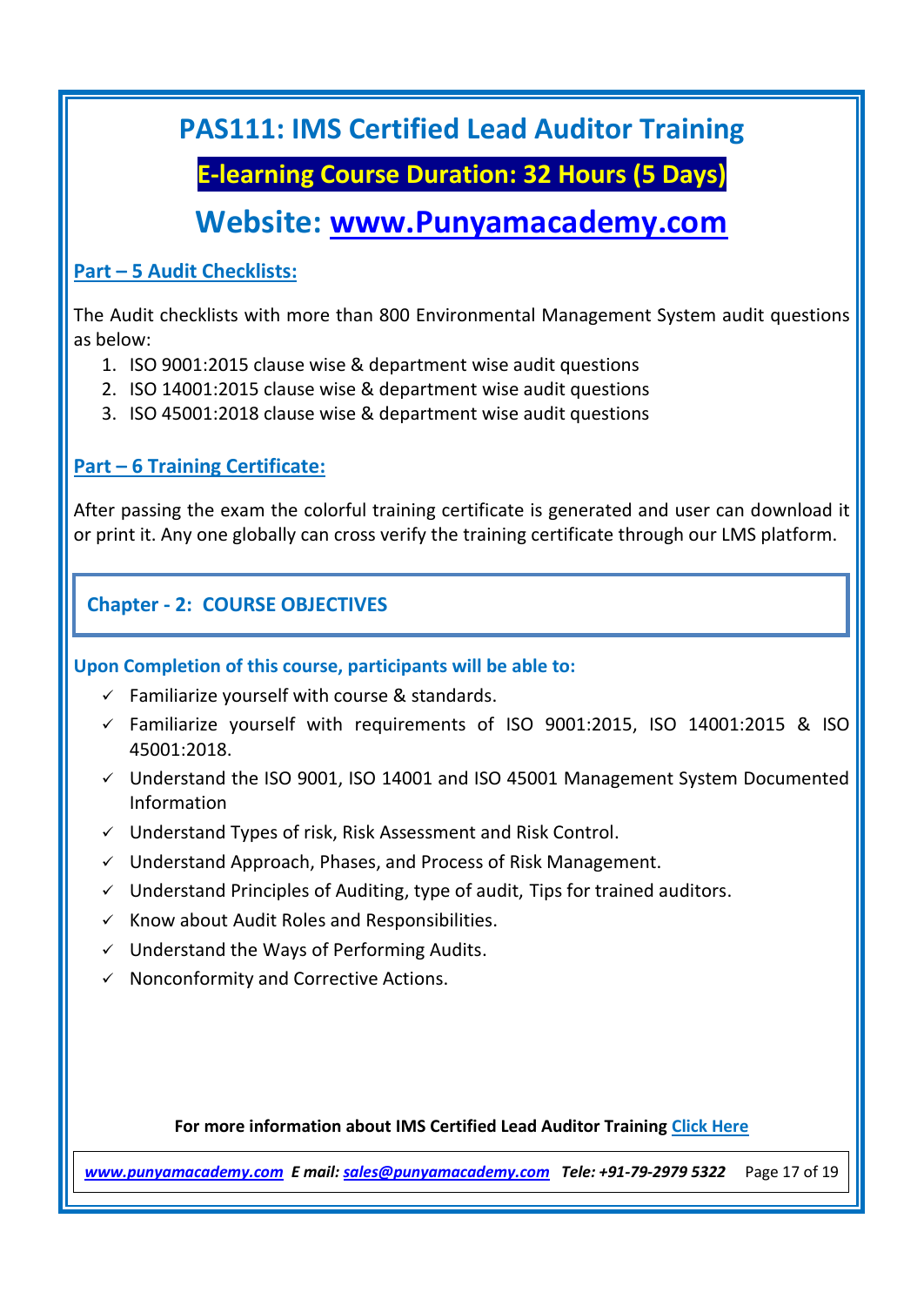# PAS111: IMS Certified Lead Auditor Training

## E-learning Course Duration: 32 Hours (5 Days)

## Website: [www.Punyamacademy.com](http://www.Punyamacademy.com)

### Part – 5 Audit Checklists:

The Audit checklists with more than 800 Environmental Management System audit questions as below:

1. ISO 9001:2015 clause wise & department wise audit questions
2. ISO 14001:2015 clause wise & department wise audit questions
3. ISO 45001:2018 clause wise & department wise audit questions

### Part – 6 Training Certificate:

After passing the exam the colorful training certificate is generated and user can download it or print it. Any one globally can cross verify the training certificate through our LMS platform.

## Chapter - 2: COURSE OBJECTIVES

**Upon Completion of this course, participants will be able to:**

- ✓ Familiarize yourself with course & standards.
- ✓ Familiarize yourself with requirements of ISO 9001:2015, ISO 14001:2015 & ISO 45001:2018.
- ✓ Understand the ISO 9001, ISO 14001 and ISO 45001 Management System Documented Information
- ✓ Understand Types of risk, Risk Assessment and Risk Control.
- ✓ Understand Approach, Phases, and Process of Risk Management.
- ✓ Understand Principles of Auditing, type of audit, Tips for trained auditors.
- ✓ Know about Audit Roles and Responsibilities.
- ✓ Understand the Ways of Performing Audits.
- ✓ Nonconformity and Corrective Actions.

**For more information about IMS Certified Lead Auditor Training** Click Here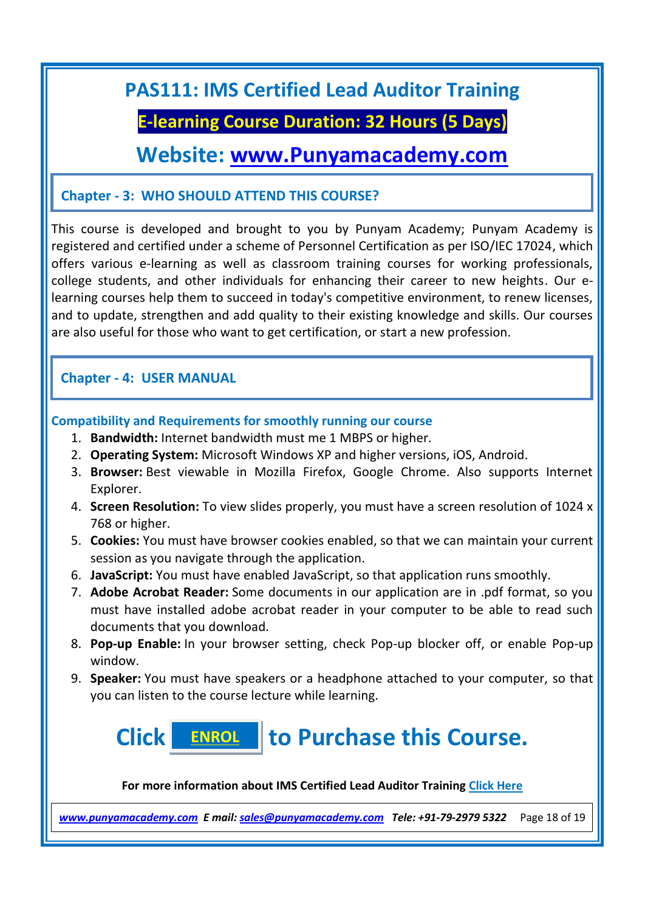# PAS111: IMS Certified Lead Auditor Training

**E-learning Course Duration: 32 Hours (5 Days)**

## Website: www.Punyamacademy.com

### Chapter - 3: WHO SHOULD ATTEND THIS COURSE?

This course is developed and brought to you by Punyam Academy; Punyam Academy is registered and certified under a scheme of Personnel Certification as per ISO/IEC 17024, which offers various e-learning as well as classroom training courses for working professionals, college students, and other individuals for enhancing their career to new heights. Our e-learning courses help them to succeed in today's competitive environment, to renew licenses, and to update, strengthen and add quality to their existing knowledge and skills. Our courses are also useful for those who want to get certification, or start a new profession.

### Chapter - 4: USER MANUAL

#### Compatibility and Requirements for smoothly running our course

1. **Bandwidth:** Internet bandwidth must me 1 MBPS or higher.
2. **Operating System:** Microsoft Windows XP and higher versions, iOS, Android.
3. **Browser:** Best viewable in Mozilla Firefox, Google Chrome. Also supports Internet Explorer.
4. **Screen Resolution:** To view slides properly, you must have a screen resolution of 1024 x 768 or higher.
5. **Cookies:** You must have browser cookies enabled, so that we can maintain your current session as you navigate through the application.
6. **JavaScript:** You must have enabled JavaScript, so that application runs smoothly.
7. **Adobe Acrobat Reader:** Some documents in our application are in .pdf format, so you must have installed adobe acrobat reader in your computer to be able to read such documents that you download.
8. **Pop-up Enable:** In your browser setting, check Pop-up blocker off, or enable Pop-up window.
9. **Speaker:** You must have speakers or a headphone attached to your computer, so that you can listen to the course lecture while learning.

## Click ENROL to Purchase this Course.

**For more information about IMS Certified Lead Auditor Training** Click Here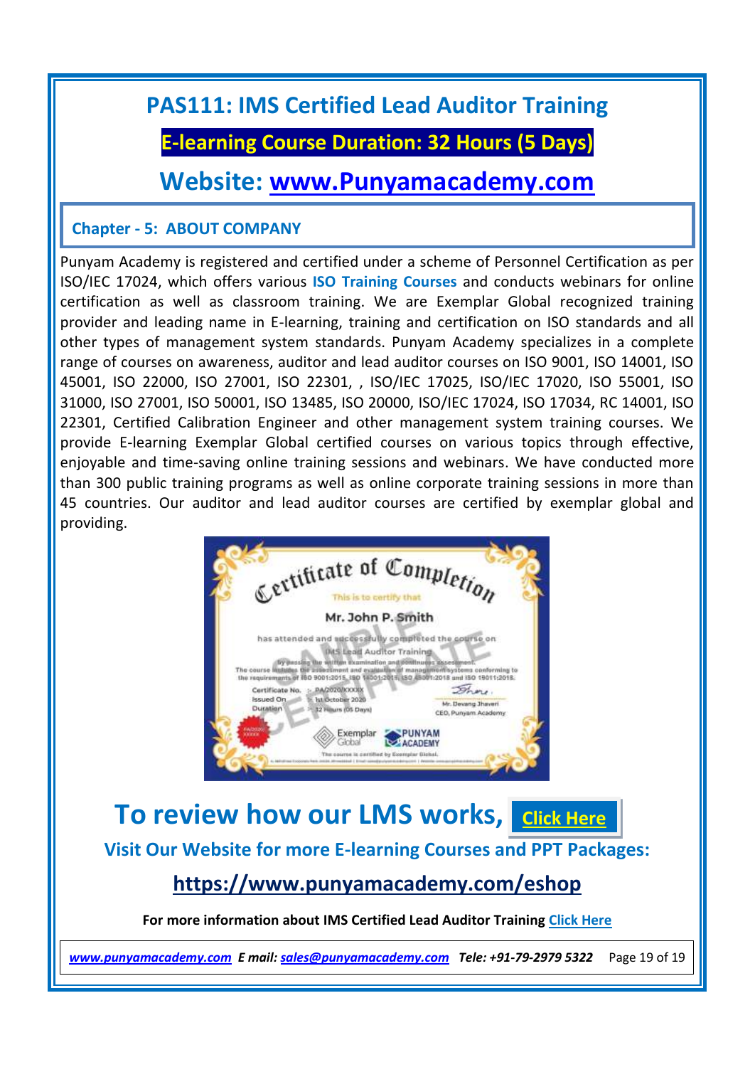# PAS111: IMS Certified Lead Auditor Training

**E-learning Course Duration: 32 Hours (5 Days)**

## Website: www.Punyamacademy.com

### Chapter - 5: ABOUT COMPANY

Punyam Academy is registered and certified under a scheme of Personnel Certification as per ISO/IEC 17024, which offers various **ISO Training Courses** and conducts webinars for online certification as well as classroom training. We are Exemplar Global recognized training provider and leading name in E-learning, training and certification on ISO standards and all other types of management system standards. Punyam Academy specializes in a complete range of courses on awareness, auditor and lead auditor courses on ISO 9001, ISO 14001, ISO 45001, ISO 22000, ISO 27001, ISO 22301, , ISO/IEC 17025, ISO/IEC 17020, ISO 55001, ISO 31000, ISO 27001, ISO 50001, ISO 13485, ISO 20000, ISO/IEC 17024, ISO 17034, RC 14001, ISO 22301, Certified Calibration Engineer and other management system training courses. We provide E-learning Exemplar Global certified courses on various topics through effective, enjoyable and time-saving online training sessions and webinars. We have conducted more than 300 public training programs as well as online corporate training sessions in more than 45 countries. Our auditor and lead auditor courses are certified by exemplar global and providing.

## To review how our LMS works, Click Here

**Visit Our Website for more E-learning Courses and PPT Packages:**

**https://www.punyamacademy.com/eshop**

**For more information about IMS Certified Lead Auditor Training** Click Here

*www.punyamacademy.com E mail: sales@punyamacademy.com Tele: +91-79-2979 5322*